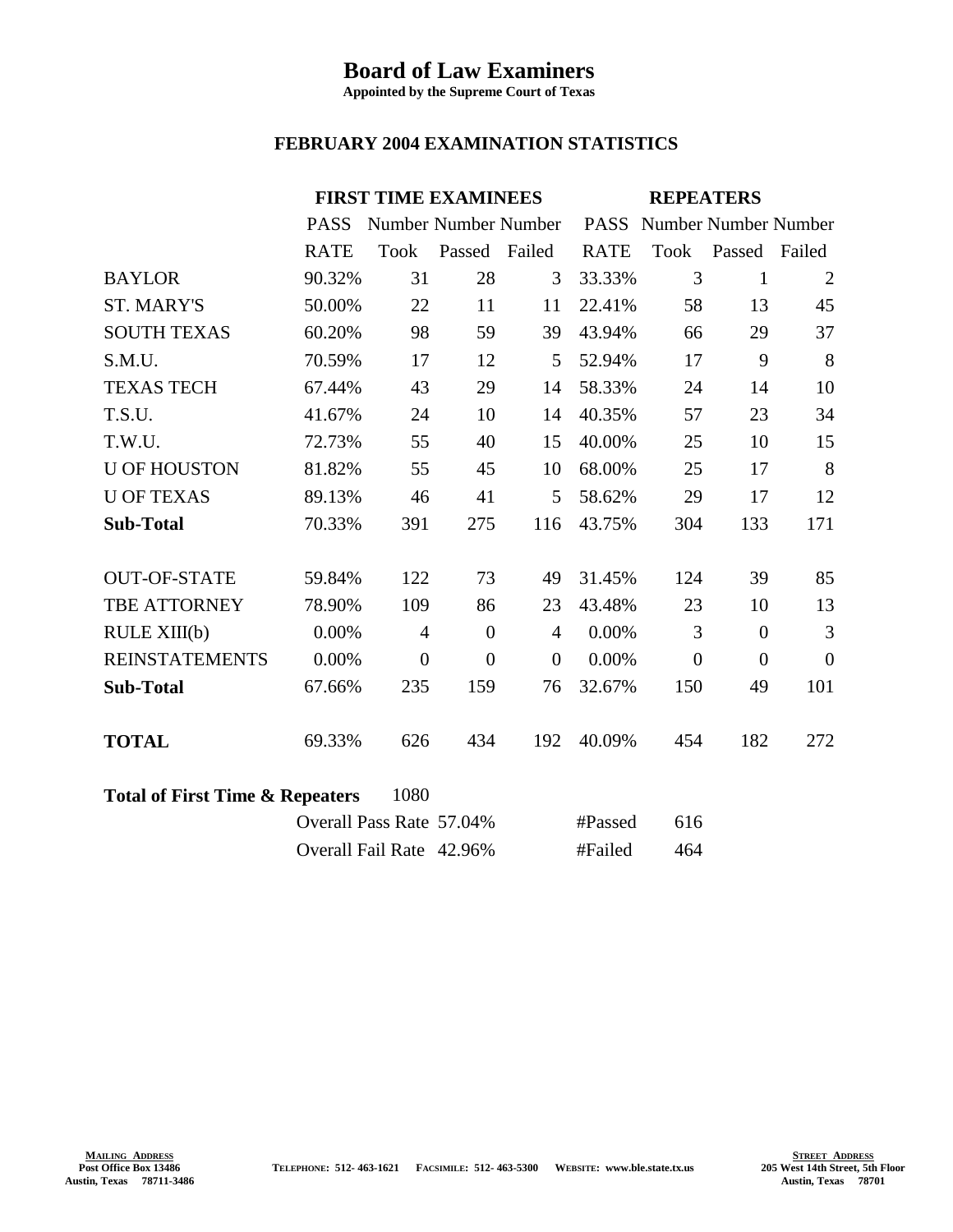# Board of Law Examiners

**Appointed by the Supreme Court of Texas**

## FEBRUARY 2004 EXAMINATION STATISTICS

| | FIRST TIME EXAMINEES | | | | REPEATERS | | | |
|---|---|---|---|---|---|---|---|---|
| | PASS RATE | Number Took | Number Passed | Number Failed | PASS RATE | Number Took | Number Passed | Number Failed |
| BAYLOR | 90.32% | 31 | 28 | 3 | 33.33% | 3 | 1 | 2 |
| ST. MARY'S | 50.00% | 22 | 11 | 11 | 22.41% | 58 | 13 | 45 |
| SOUTH TEXAS | 60.20% | 98 | 59 | 39 | 43.94% | 66 | 29 | 37 |
| S.M.U. | 70.59% | 17 | 12 | 5 | 52.94% | 17 | 9 | 8 |
| TEXAS TECH | 67.44% | 43 | 29 | 14 | 58.33% | 24 | 14 | 10 |
| T.S.U. | 41.67% | 24 | 10 | 14 | 40.35% | 57 | 23 | 34 |
| T.W.U. | 72.73% | 55 | 40 | 15 | 40.00% | 25 | 10 | 15 |
| U OF HOUSTON | 81.82% | 55 | 45 | 10 | 68.00% | 25 | 17 | 8 |
| U OF TEXAS | 89.13% | 46 | 41 | 5 | 58.62% | 29 | 17 | 12 |
| **Sub-Total** | 70.33% | 391 | 275 | 116 | 43.75% | 304 | 133 | 171 |
| OUT-OF-STATE | 59.84% | 122 | 73 | 49 | 31.45% | 124 | 39 | 85 |
| TBE ATTORNEY | 78.90% | 109 | 86 | 23 | 43.48% | 23 | 10 | 13 |
| RULE XIII(b) | 0.00% | 4 | 0 | 4 | 0.00% | 3 | 0 | 3 |
| REINSTATEMENTS | 0.00% | 0 | 0 | 0 | 0.00% | 0 | 0 | 0 |
| **Sub-Total** | 67.66% | 235 | 159 | 76 | 32.67% | 150 | 49 | 101 |
| **TOTAL** | 69.33% | 626 | 434 | 192 | 40.09% | 454 | 182 | 272 |

**Total of First Time & Repeaters** 1080

| | | | |
|---|---|---|---|
| Overall Pass Rate | 57.04% | #Passed | 616 |
| Overall Fail Rate | 42.96% | #Failed | 464 |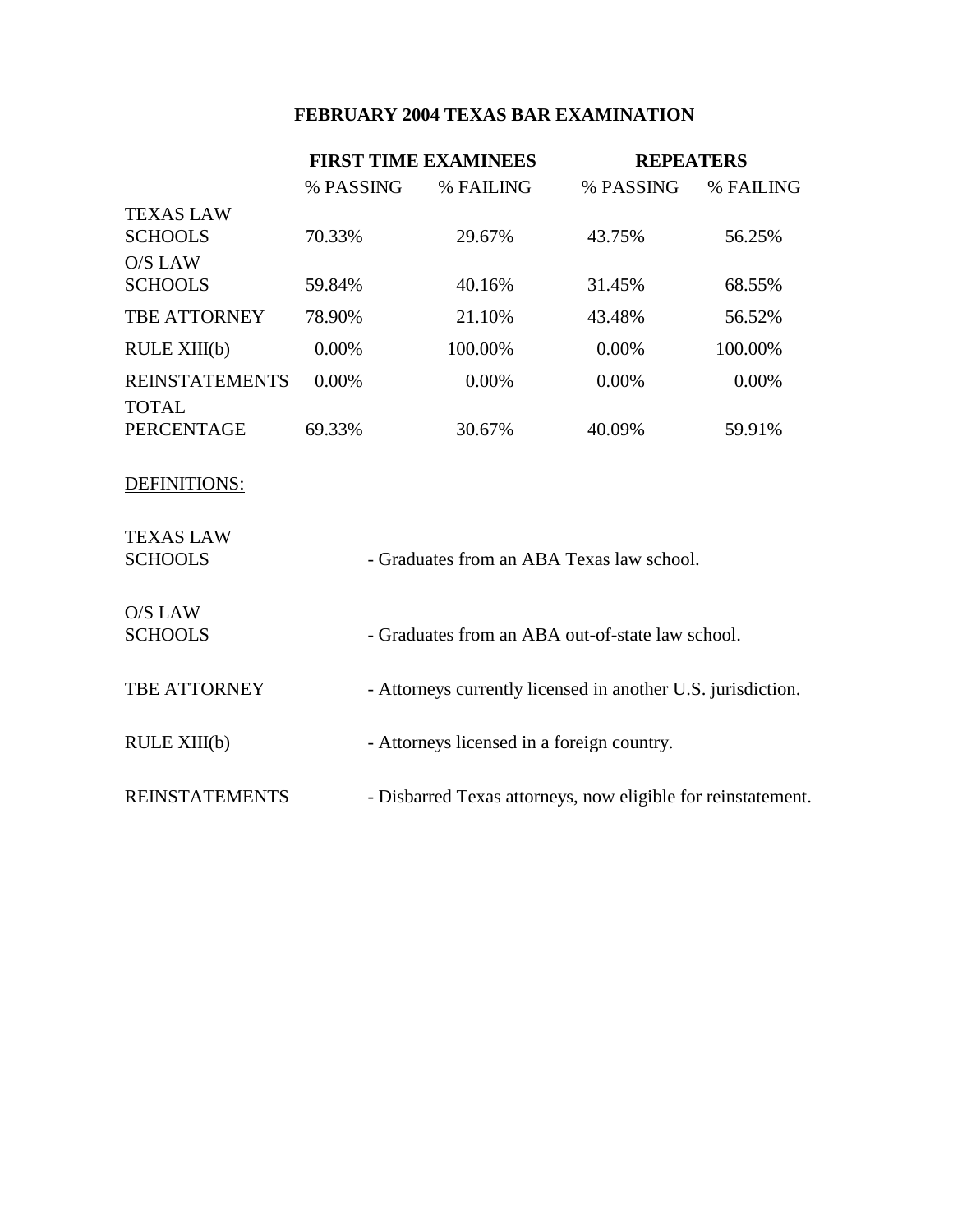# FEBRUARY 2004 TEXAS BAR EXAMINATION

| | FIRST TIME EXAMINEES | | REPEATERS | |
|---|---|---|---|---|
| | % PASSING | % FAILING | % PASSING | % FAILING |
| TEXAS LAW SCHOOLS | 70.33% | 29.67% | 43.75% | 56.25% |
| O/S LAW SCHOOLS | 59.84% | 40.16% | 31.45% | 68.55% |
| TBE ATTORNEY | 78.90% | 21.10% | 43.48% | 56.52% |
| RULE XIII(b) | 0.00% | 100.00% | 0.00% | 100.00% |
| REINSTATEMENTS | 0.00% | 0.00% | 0.00% | 0.00% |
| TOTAL PERCENTAGE | 69.33% | 30.67% | 40.09% | 59.91% |

DEFINITIONS:

| | |
|---|---|
| TEXAS LAW SCHOOLS | - Graduates from an ABA Texas law school. |
| O/S LAW SCHOOLS | - Graduates from an ABA out-of-state law school. |
| TBE ATTORNEY | - Attorneys currently licensed in another U.S. jurisdiction. |
| RULE XIII(b) | - Attorneys licensed in a foreign country. |
| REINSTATEMENTS | - Disbarred Texas attorneys, now eligible for reinstatement. |